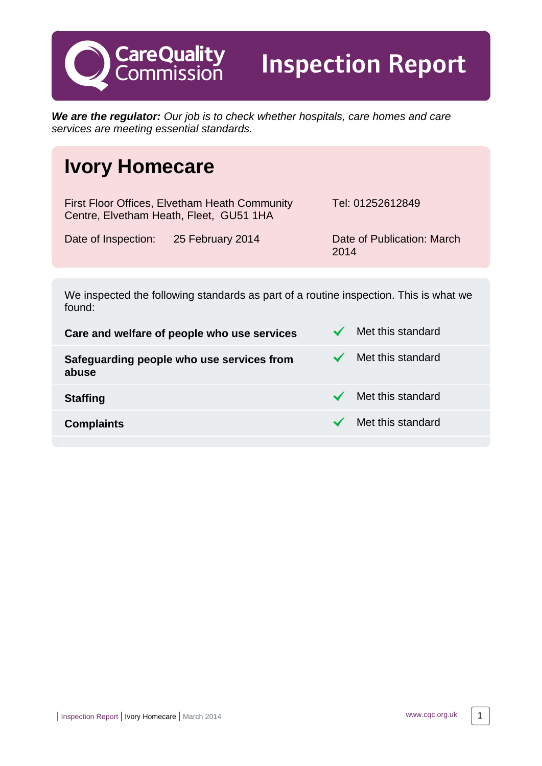# Care Quality Commission Inspection Report

***We are the regulator:*** *Our job is to check whether hospitals, care homes and care services are meeting essential standards.*

## Ivory Homecare

First Floor Offices, Elvetham Heath Community Centre, Elvetham Heath, Fleet, GU51 1HA

Tel: 01252612849

Date of Inspection: 25 February 2014

Date of Publication: March 2014

We inspected the following standards as part of a routine inspection. This is what we found:

| Standard | Result |
| --- | --- |
| **Care and welfare of people who use services** | ✓ Met this standard |
| **Safeguarding people who use services from abuse** | ✓ Met this standard |
| **Staffing** | ✓ Met this standard |
| **Complaints** | ✓ Met this standard |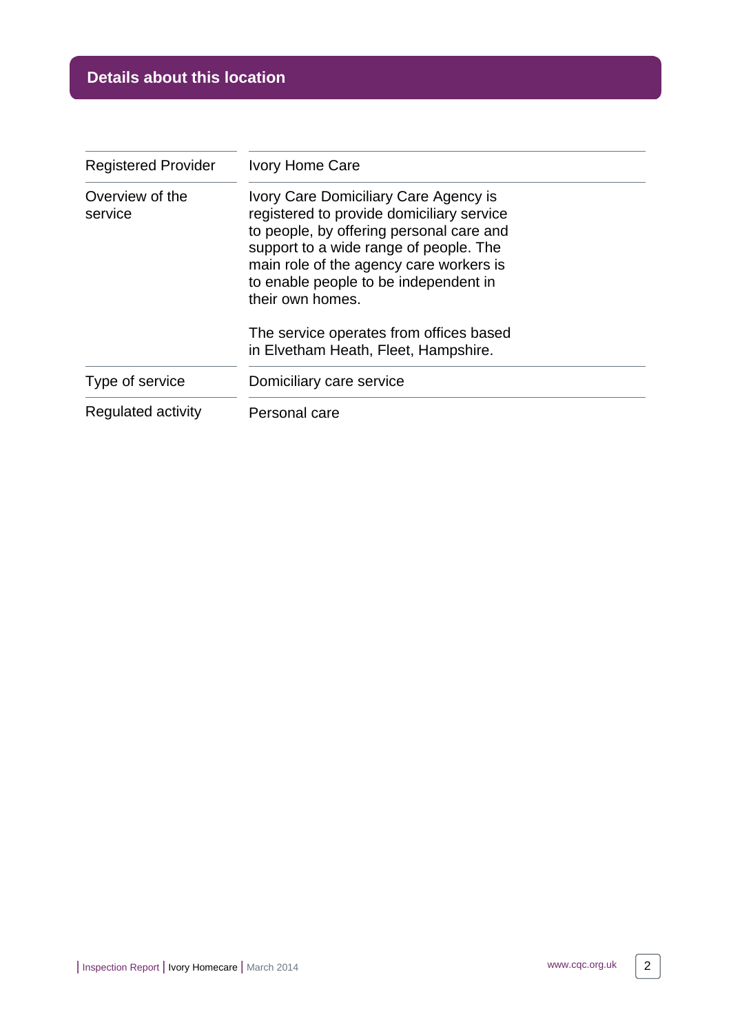## Details about this location

| | |
|---|---|
| Registered Provider | Ivory Home Care |
| Overview of the service | Ivory Care Domiciliary Care Agency is registered to provide domiciliary service to people, by offering personal care and support to a wide range of people. The main role of the agency care workers is to enable people to be independent in their own homes.<br><br>The service operates from offices based in Elvetham Heath, Fleet, Hampshire. |
| Type of service | Domiciliary care service |
| Regulated activity | Personal care |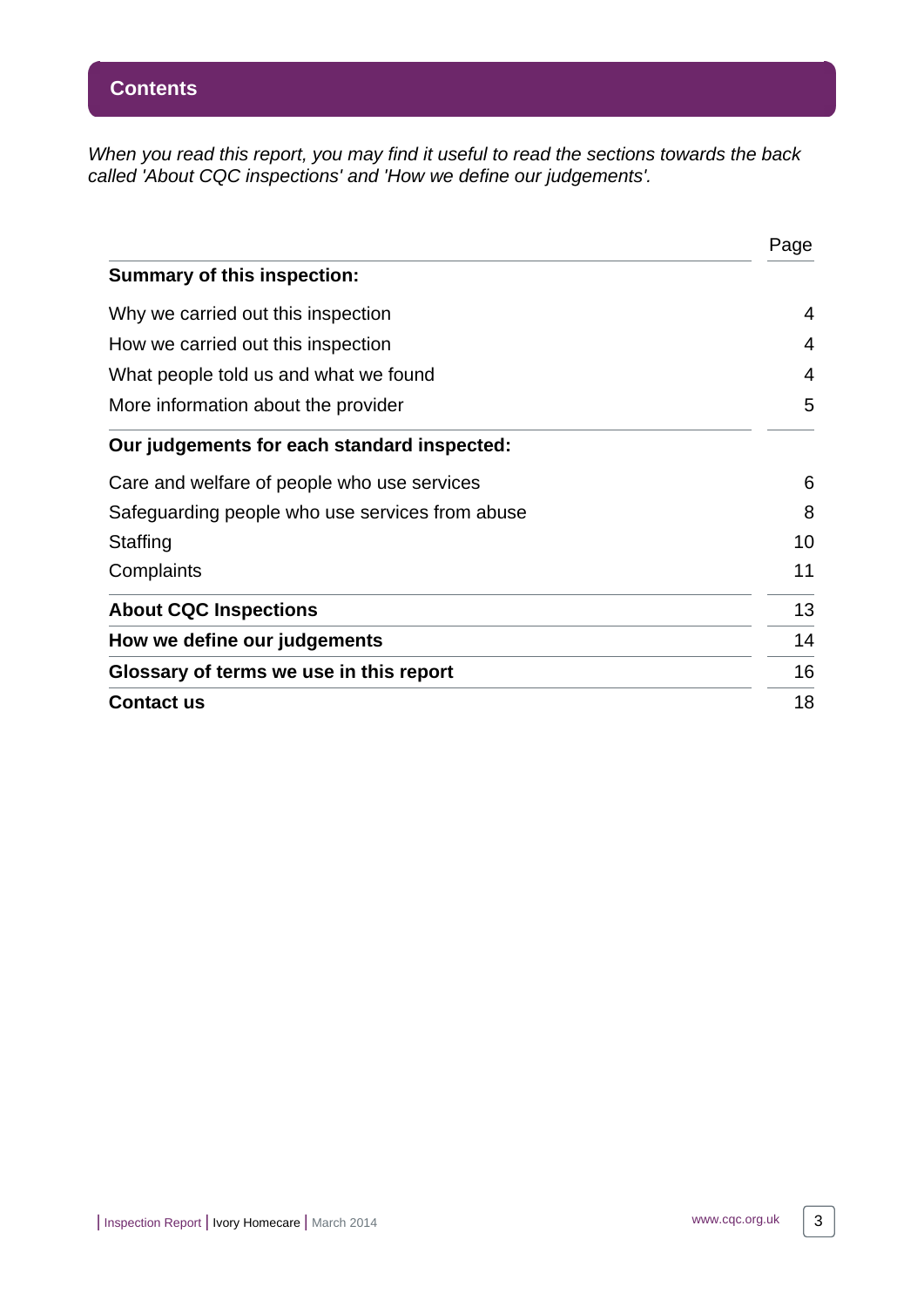## Contents

*When you read this report, you may find it useful to read the sections towards the back called 'About CQC inspections' and 'How we define our judgements'.*

| | Page |
|---|---|
| **Summary of this inspection:** | |
| Why we carried out this inspection | 4 |
| How we carried out this inspection | 4 |
| What people told us and what we found | 4 |
| More information about the provider | 5 |
| **Our judgements for each standard inspected:** | |
| Care and welfare of people who use services | 6 |
| Safeguarding people who use services from abuse | 8 |
| Staffing | 10 |
| Complaints | 11 |
| **About CQC Inspections** | 13 |
| **How we define our judgements** | 14 |
| **Glossary of terms we use in this report** | 16 |
| **Contact us** | 18 |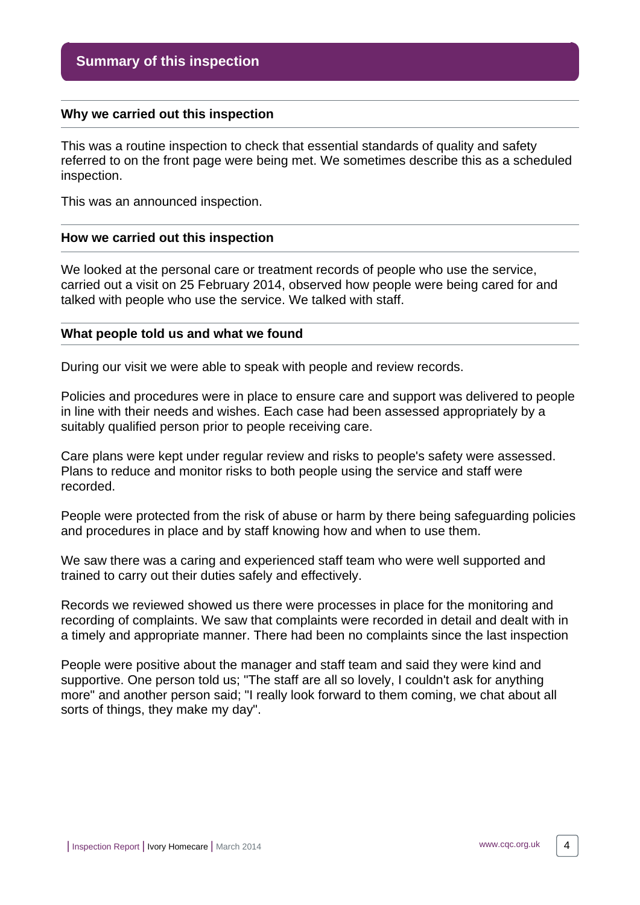## Summary of this inspection

### Why we carried out this inspection

This was a routine inspection to check that essential standards of quality and safety referred to on the front page were being met. We sometimes describe this as a scheduled inspection.

This was an announced inspection.

### How we carried out this inspection

We looked at the personal care or treatment records of people who use the service, carried out a visit on 25 February 2014, observed how people were being cared for and talked with people who use the service. We talked with staff.

### What people told us and what we found

During our visit we were able to speak with people and review records.

Policies and procedures were in place to ensure care and support was delivered to people in line with their needs and wishes. Each case had been assessed appropriately by a suitably qualified person prior to people receiving care.

Care plans were kept under regular review and risks to people's safety were assessed. Plans to reduce and monitor risks to both people using the service and staff were recorded.

People were protected from the risk of abuse or harm by there being safeguarding policies and procedures in place and by staff knowing how and when to use them.

We saw there was a caring and experienced staff team who were well supported and trained to carry out their duties safely and effectively.

Records we reviewed showed us there were processes in place for the monitoring and recording of complaints. We saw that complaints were recorded in detail and dealt with in a timely and appropriate manner. There had been no complaints since the last inspection

People were positive about the manager and staff team and said they were kind and supportive. One person told us; "The staff are all so lovely, I couldn't ask for anything more" and another person said; "I really look forward to them coming, we chat about all sorts of things, they make my day".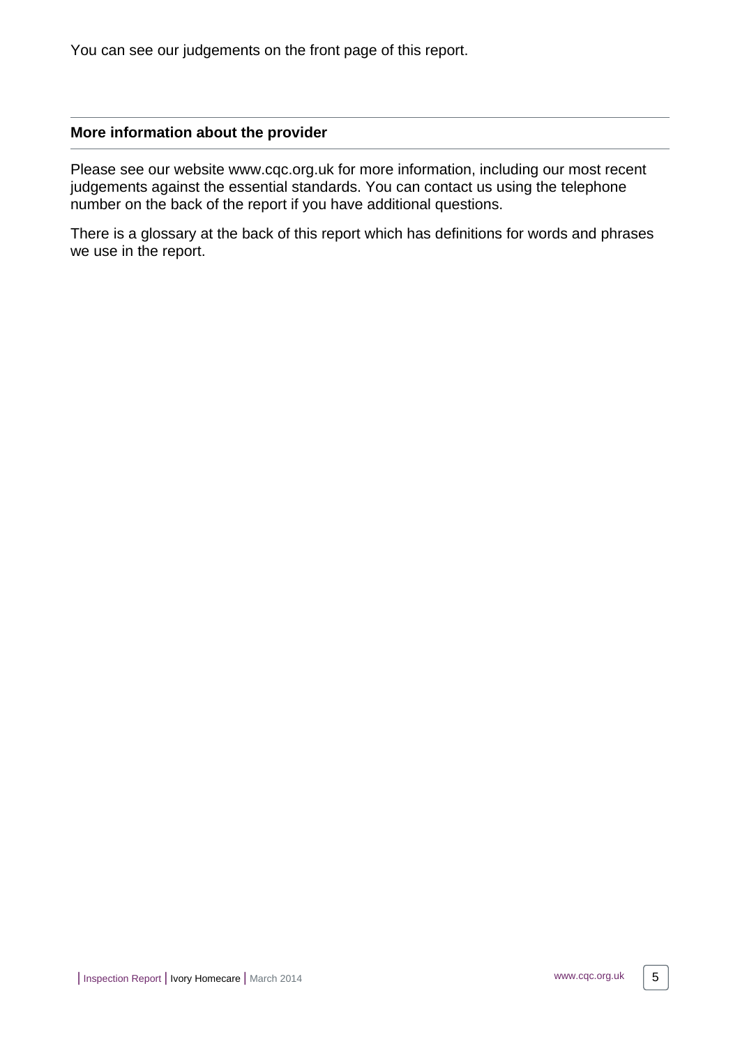You can see our judgements on the front page of this report.

## More information about the provider

Please see our website www.cqc.org.uk for more information, including our most recent judgements against the essential standards. You can contact us using the telephone number on the back of the report if you have additional questions.

There is a glossary at the back of this report which has definitions for words and phrases we use in the report.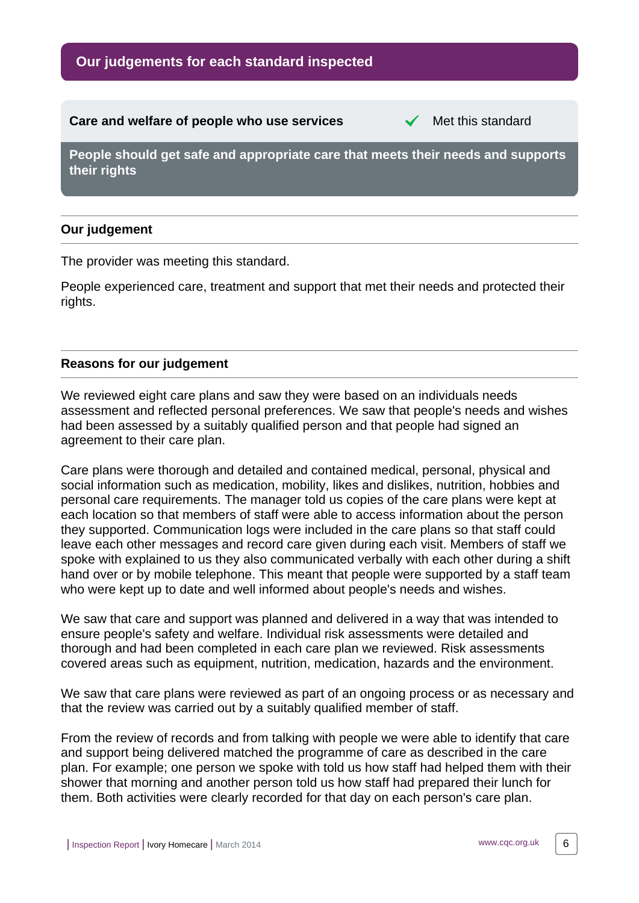## Our judgements for each standard inspected

**Care and welfare of people who use services** ✓ Met this standard

**People should get safe and appropriate care that meets their needs and supports their rights**

### Our judgement

The provider was meeting this standard.

People experienced care, treatment and support that met their needs and protected their rights.

### Reasons for our judgement

We reviewed eight care plans and saw they were based on an individuals needs assessment and reflected personal preferences. We saw that people's needs and wishes had been assessed by a suitably qualified person and that people had signed an agreement to their care plan.

Care plans were thorough and detailed and contained medical, personal, physical and social information such as medication, mobility, likes and dislikes, nutrition, hobbies and personal care requirements. The manager told us copies of the care plans were kept at each location so that members of staff were able to access information about the person they supported. Communication logs were included in the care plans so that staff could leave each other messages and record care given during each visit. Members of staff we spoke with explained to us they also communicated verbally with each other during a shift hand over or by mobile telephone. This meant that people were supported by a staff team who were kept up to date and well informed about people's needs and wishes.

We saw that care and support was planned and delivered in a way that was intended to ensure people's safety and welfare. Individual risk assessments were detailed and thorough and had been completed in each care plan we reviewed. Risk assessments covered areas such as equipment, nutrition, medication, hazards and the environment.

We saw that care plans were reviewed as part of an ongoing process or as necessary and that the review was carried out by a suitably qualified member of staff.

From the review of records and from talking with people we were able to identify that care and support being delivered matched the programme of care as described in the care plan. For example; one person we spoke with told us how staff had helped them with their shower that morning and another person told us how staff had prepared their lunch for them. Both activities were clearly recorded for that day on each person's care plan.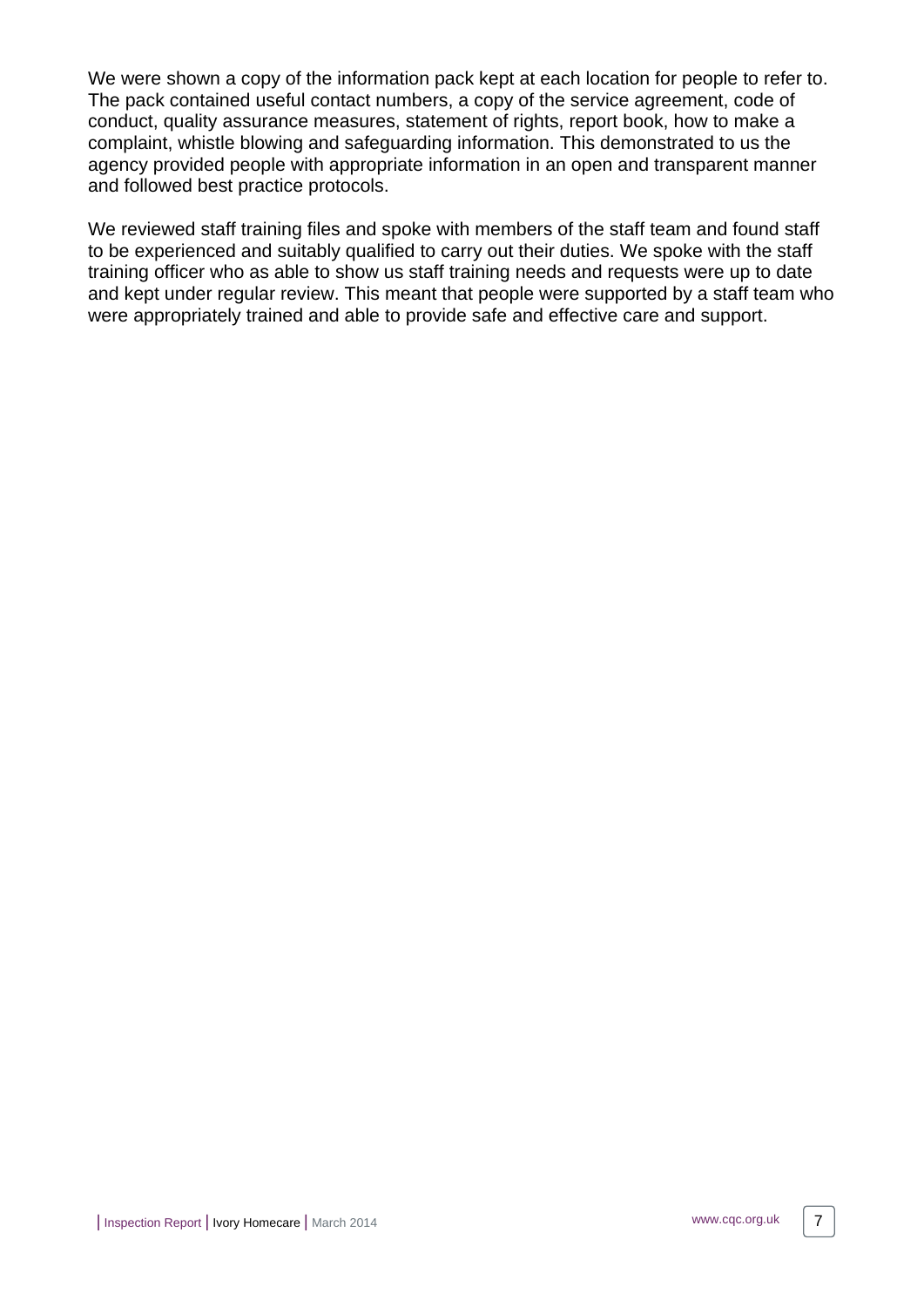We were shown a copy of the information pack kept at each location for people to refer to. The pack contained useful contact numbers, a copy of the service agreement, code of conduct, quality assurance measures, statement of rights, report book, how to make a complaint, whistle blowing and safeguarding information. This demonstrated to us the agency provided people with appropriate information in an open and transparent manner and followed best practice protocols.

We reviewed staff training files and spoke with members of the staff team and found staff to be experienced and suitably qualified to carry out their duties. We spoke with the staff training officer who as able to show us staff training needs and requests were up to date and kept under regular review. This meant that people were supported by a staff team who were appropriately trained and able to provide safe and effective care and support.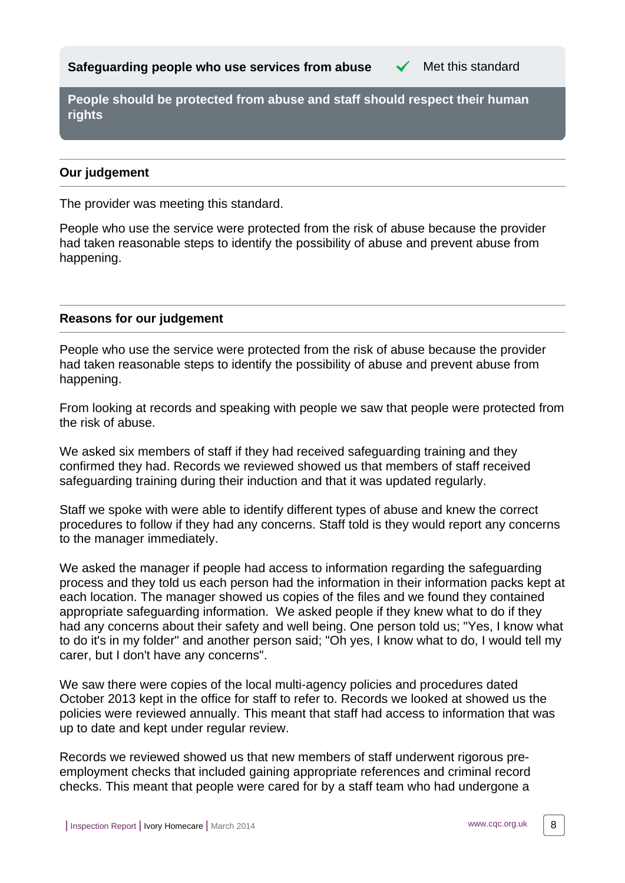**Safeguarding people who use services from abuse** ✓ Met this standard

**People should be protected from abuse and staff should respect their human rights**

### Our judgement

The provider was meeting this standard.

People who use the service were protected from the risk of abuse because the provider had taken reasonable steps to identify the possibility of abuse and prevent abuse from happening.

### Reasons for our judgement

People who use the service were protected from the risk of abuse because the provider had taken reasonable steps to identify the possibility of abuse and prevent abuse from happening.

From looking at records and speaking with people we saw that people were protected from the risk of abuse.

We asked six members of staff if they had received safeguarding training and they confirmed they had. Records we reviewed showed us that members of staff received safeguarding training during their induction and that it was updated regularly.

Staff we spoke with were able to identify different types of abuse and knew the correct procedures to follow if they had any concerns. Staff told is they would report any concerns to the manager immediately.

We asked the manager if people had access to information regarding the safeguarding process and they told us each person had the information in their information packs kept at each location. The manager showed us copies of the files and we found they contained appropriate safeguarding information. We asked people if they knew what to do if they had any concerns about their safety and well being. One person told us; "Yes, I know what to do it's in my folder" and another person said; "Oh yes, I know what to do, I would tell my carer, but I don't have any concerns".

We saw there were copies of the local multi-agency policies and procedures dated October 2013 kept in the office for staff to refer to. Records we looked at showed us the policies were reviewed annually. This meant that staff had access to information that was up to date and kept under regular review.

Records we reviewed showed us that new members of staff underwent rigorous pre-employment checks that included gaining appropriate references and criminal record checks. This meant that people were cared for by a staff team who had undergone a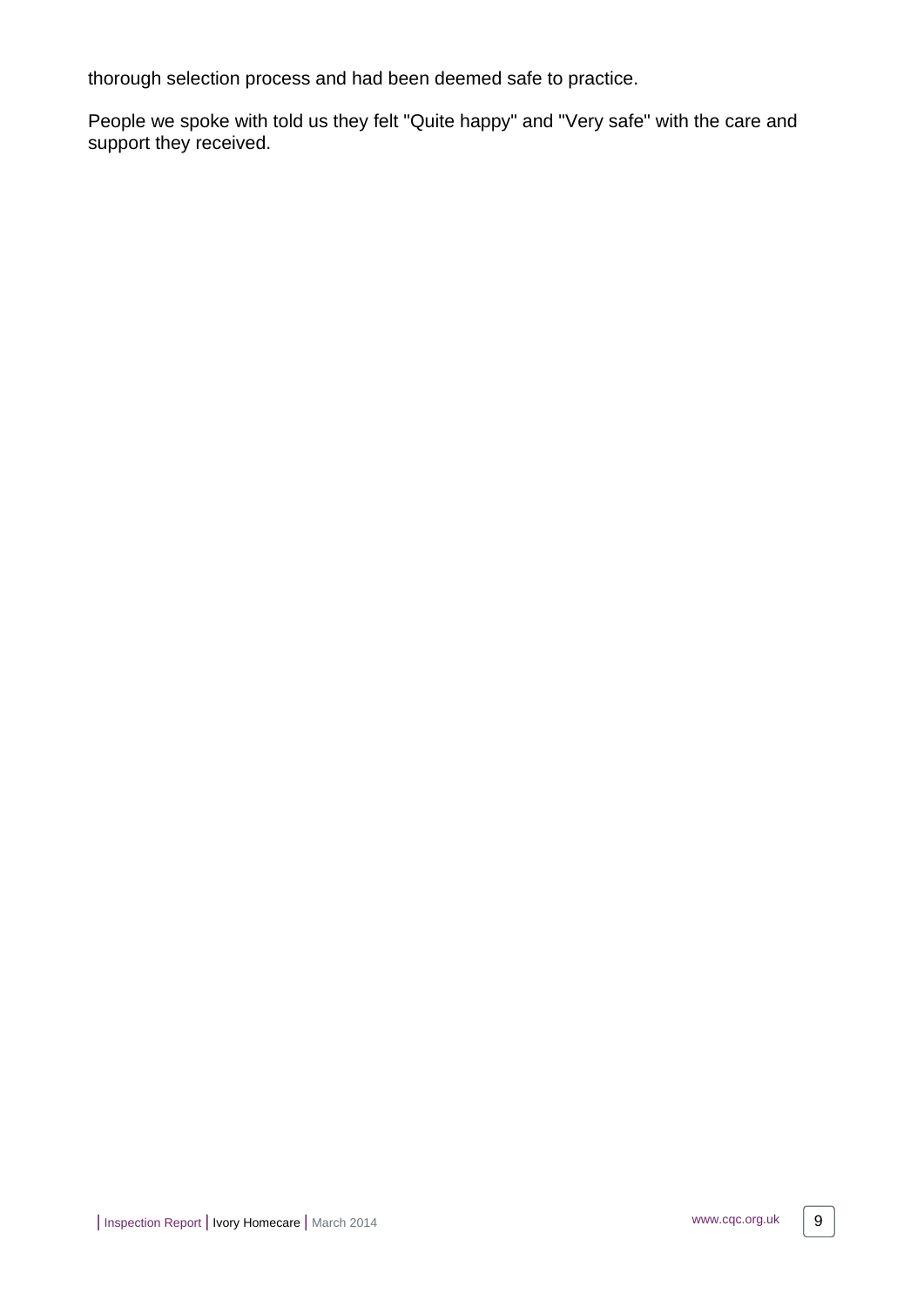thorough selection process and had been deemed safe to practice.

People we spoke with told us they felt "Quite happy" and "Very safe" with the care and support they received.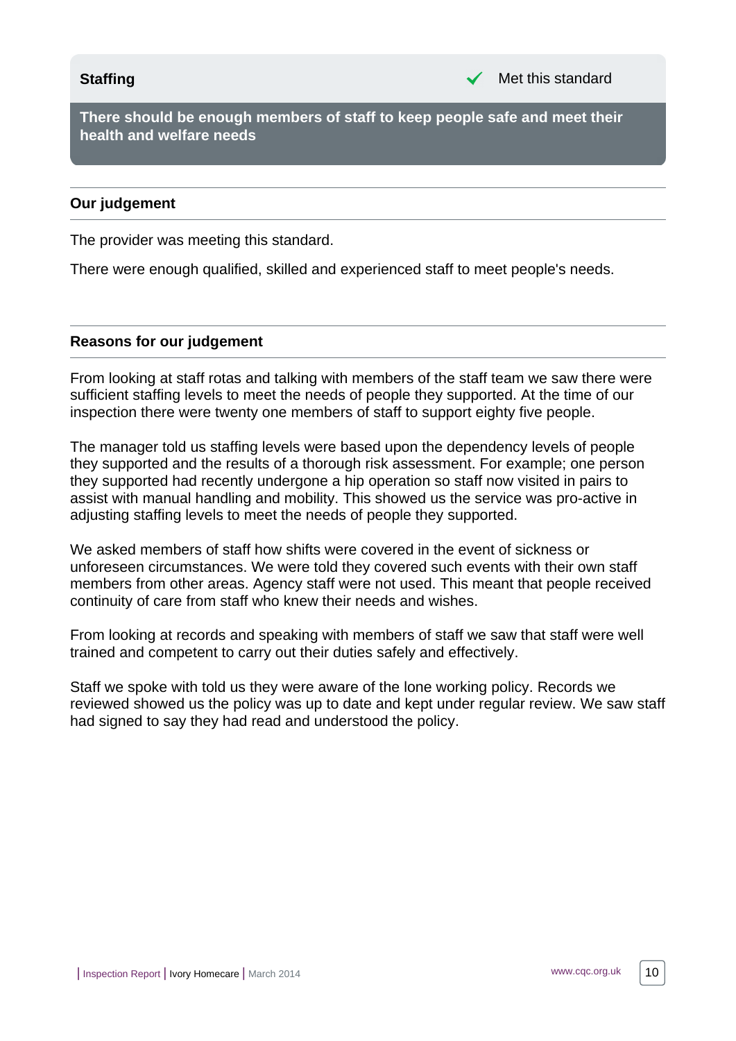## Staffing

✓ Met this standard

**There should be enough members of staff to keep people safe and meet their health and welfare needs**

### Our judgement

The provider was meeting this standard.

There were enough qualified, skilled and experienced staff to meet people's needs.

### Reasons for our judgement

From looking at staff rotas and talking with members of the staff team we saw there were sufficient staffing levels to meet the needs of people they supported. At the time of our inspection there were twenty one members of staff to support eighty five people.

The manager told us staffing levels were based upon the dependency levels of people they supported and the results of a thorough risk assessment. For example; one person they supported had recently undergone a hip operation so staff now visited in pairs to assist with manual handling and mobility. This showed us the service was pro-active in adjusting staffing levels to meet the needs of people they supported.

We asked members of staff how shifts were covered in the event of sickness or unforeseen circumstances. We were told they covered such events with their own staff members from other areas. Agency staff were not used. This meant that people received continuity of care from staff who knew their needs and wishes.

From looking at records and speaking with members of staff we saw that staff were well trained and competent to carry out their duties safely and effectively.

Staff we spoke with told us they were aware of the lone working policy. Records we reviewed showed us the policy was up to date and kept under regular review. We saw staff had signed to say they had read and understood the policy.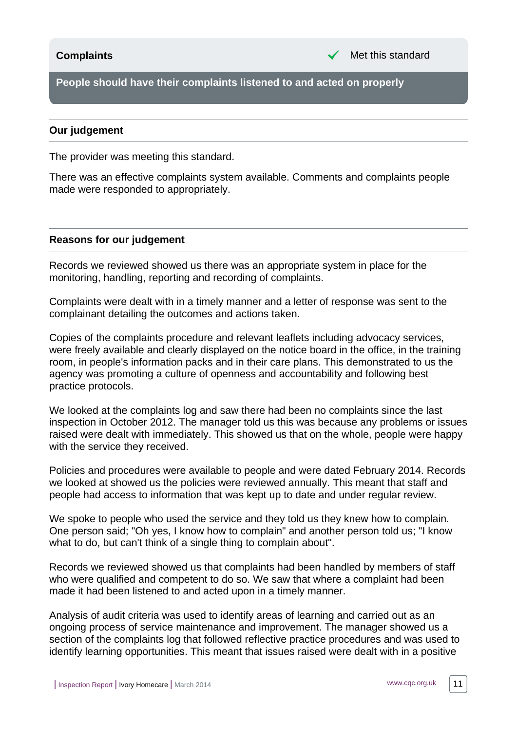## Complaints

✓ Met this standard

**People should have their complaints listened to and acted on properly**

### Our judgement

The provider was meeting this standard.

There was an effective complaints system available. Comments and complaints people made were responded to appropriately.

### Reasons for our judgement

Records we reviewed showed us there was an appropriate system in place for the monitoring, handling, reporting and recording of complaints.

Complaints were dealt with in a timely manner and a letter of response was sent to the complainant detailing the outcomes and actions taken.

Copies of the complaints procedure and relevant leaflets including advocacy services, were freely available and clearly displayed on the notice board in the office, in the training room, in people's information packs and in their care plans. This demonstrated to us the agency was promoting a culture of openness and accountability and following best practice protocols.

We looked at the complaints log and saw there had been no complaints since the last inspection in October 2012. The manager told us this was because any problems or issues raised were dealt with immediately. This showed us that on the whole, people were happy with the service they received.

Policies and procedures were available to people and were dated February 2014. Records we looked at showed us the policies were reviewed annually. This meant that staff and people had access to information that was kept up to date and under regular review.

We spoke to people who used the service and they told us they knew how to complain. One person said; "Oh yes, I know how to complain" and another person told us; "I know what to do, but can't think of a single thing to complain about".

Records we reviewed showed us that complaints had been handled by members of staff who were qualified and competent to do so. We saw that where a complaint had been made it had been listened to and acted upon in a timely manner.

Analysis of audit criteria was used to identify areas of learning and carried out as an ongoing process of service maintenance and improvement. The manager showed us a section of the complaints log that followed reflective practice procedures and was used to identify learning opportunities. This meant that issues raised were dealt with in a positive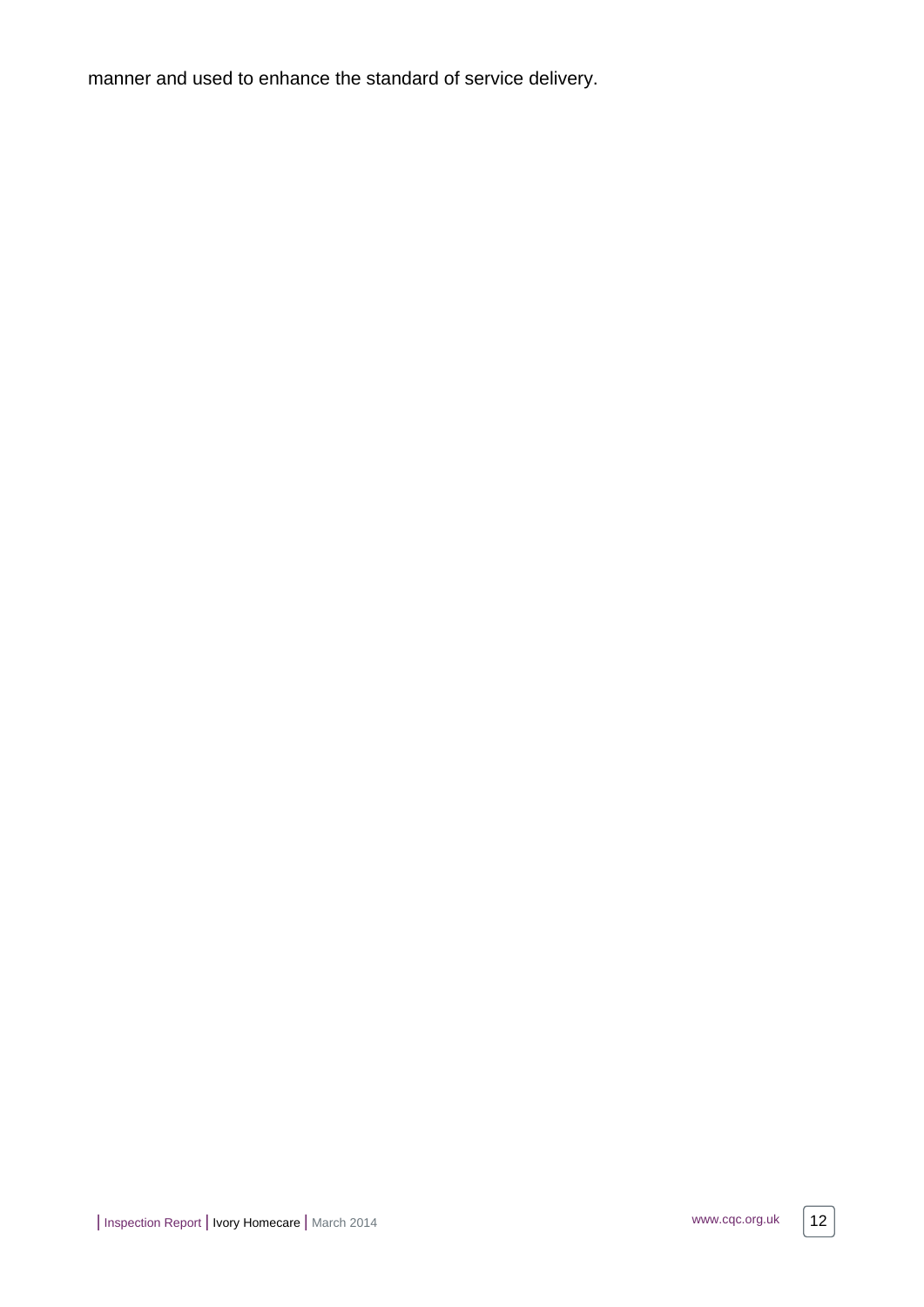manner and used to enhance the standard of service delivery.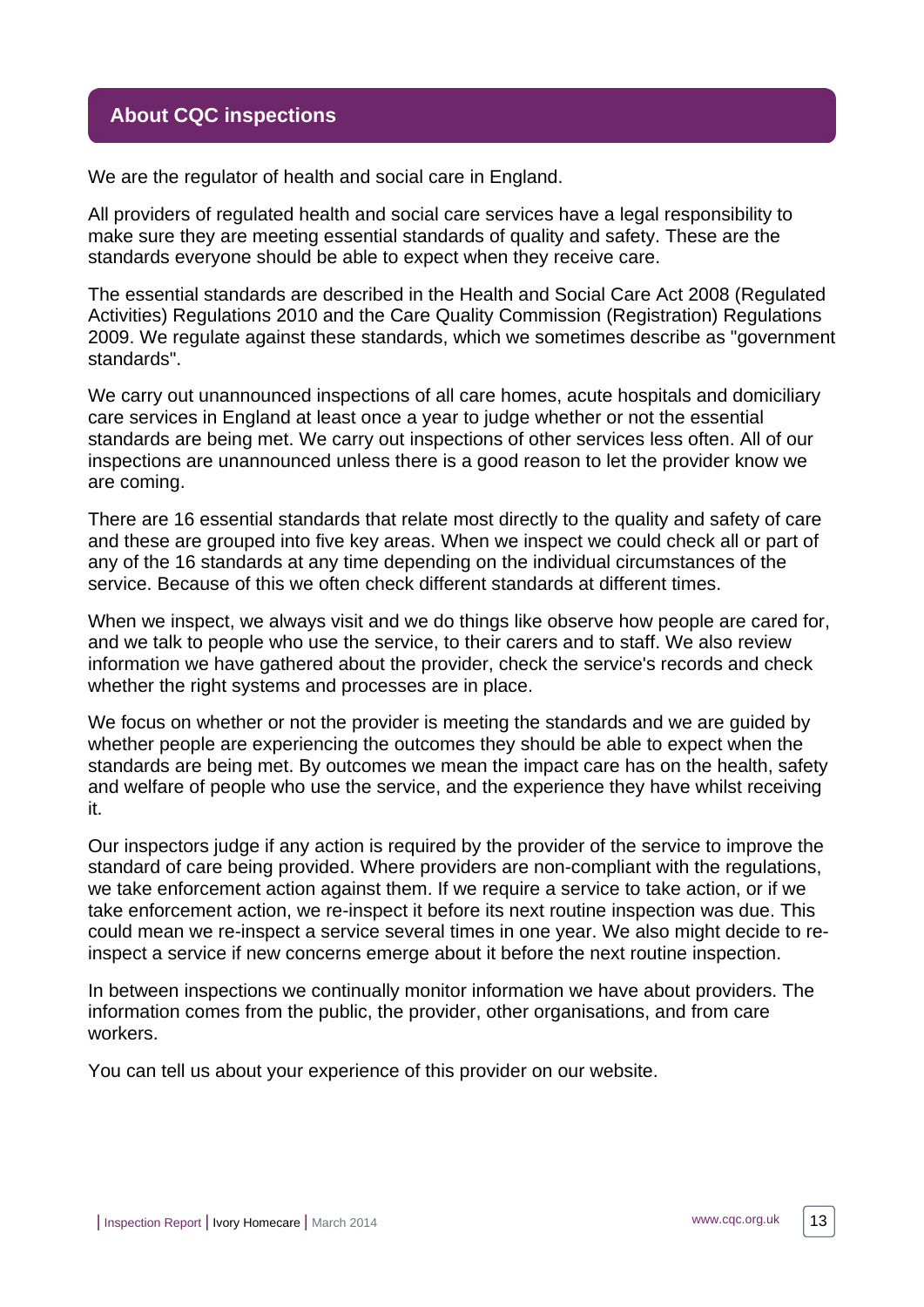## About CQC inspections

We are the regulator of health and social care in England.

All providers of regulated health and social care services have a legal responsibility to make sure they are meeting essential standards of quality and safety. These are the standards everyone should be able to expect when they receive care.

The essential standards are described in the Health and Social Care Act 2008 (Regulated Activities) Regulations 2010 and the Care Quality Commission (Registration) Regulations 2009. We regulate against these standards, which we sometimes describe as "government standards".

We carry out unannounced inspections of all care homes, acute hospitals and domiciliary care services in England at least once a year to judge whether or not the essential standards are being met. We carry out inspections of other services less often. All of our inspections are unannounced unless there is a good reason to let the provider know we are coming.

There are 16 essential standards that relate most directly to the quality and safety of care and these are grouped into five key areas. When we inspect we could check all or part of any of the 16 standards at any time depending on the individual circumstances of the service. Because of this we often check different standards at different times.

When we inspect, we always visit and we do things like observe how people are cared for, and we talk to people who use the service, to their carers and to staff. We also review information we have gathered about the provider, check the service's records and check whether the right systems and processes are in place.

We focus on whether or not the provider is meeting the standards and we are guided by whether people are experiencing the outcomes they should be able to expect when the standards are being met. By outcomes we mean the impact care has on the health, safety and welfare of people who use the service, and the experience they have whilst receiving it.

Our inspectors judge if any action is required by the provider of the service to improve the standard of care being provided. Where providers are non-compliant with the regulations, we take enforcement action against them. If we require a service to take action, or if we take enforcement action, we re-inspect it before its next routine inspection was due. This could mean we re-inspect a service several times in one year. We also might decide to re-inspect a service if new concerns emerge about it before the next routine inspection.

In between inspections we continually monitor information we have about providers. The information comes from the public, the provider, other organisations, and from care workers.

You can tell us about your experience of this provider on our website.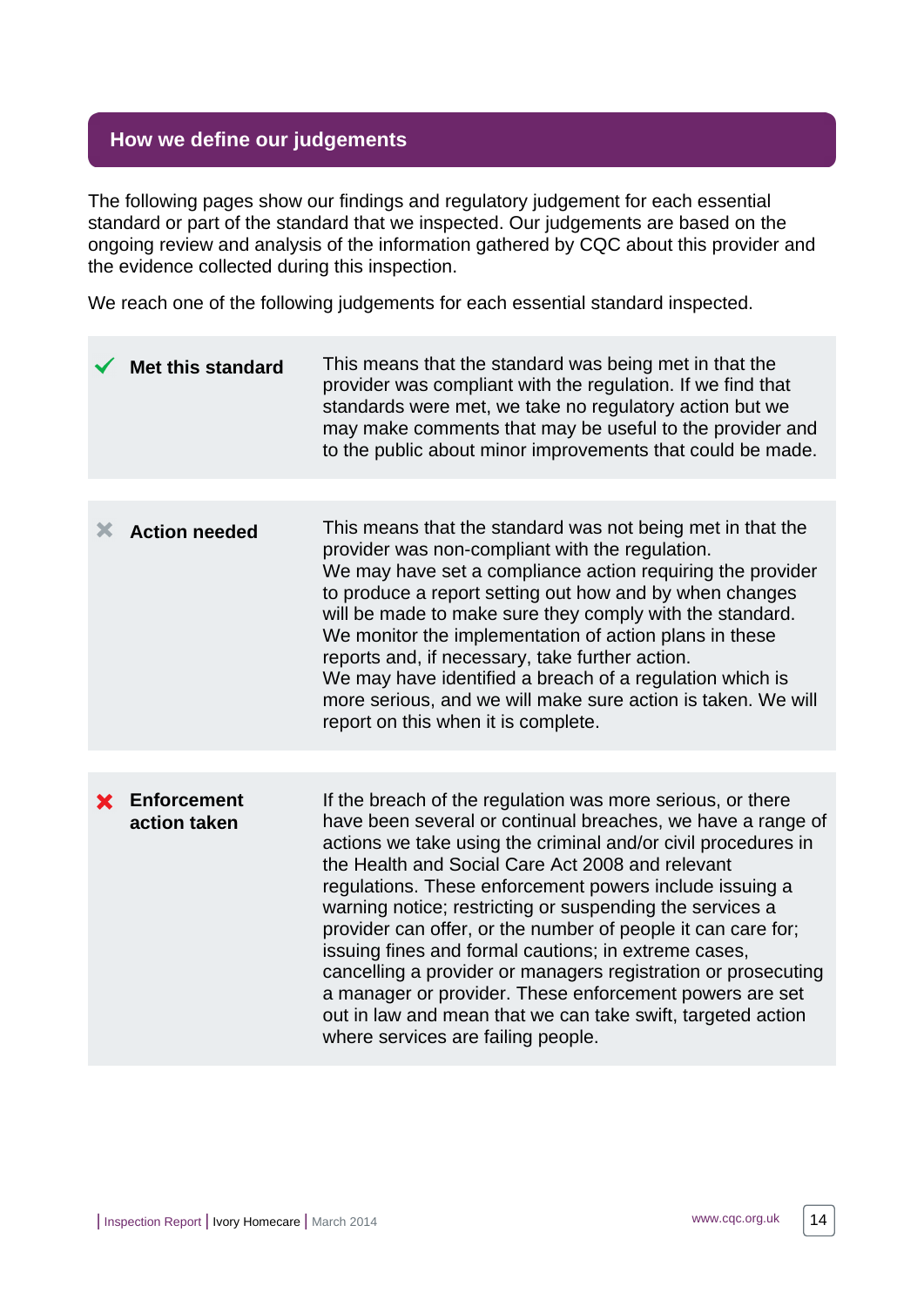## How we define our judgements

The following pages show our findings and regulatory judgement for each essential standard or part of the standard that we inspected. Our judgements are based on the ongoing review and analysis of the information gathered by CQC about this provider and the evidence collected during this inspection.

We reach one of the following judgements for each essential standard inspected.

| Judgement | Definition |
|---|---|
| ✔ **Met this standard** | This means that the standard was being met in that the provider was compliant with the regulation. If we find that standards were met, we take no regulatory action but we may make comments that may be useful to the provider and to the public about minor improvements that could be made. |
| ✖ **Action needed** | This means that the standard was not being met in that the provider was non-compliant with the regulation. We may have set a compliance action requiring the provider to produce a report setting out how and by when changes will be made to make sure they comply with the standard. We monitor the implementation of action plans in these reports and, if necessary, take further action. We may have identified a breach of a regulation which is more serious, and we will make sure action is taken. We will report on this when it is complete. |
| ✖ **Enforcement action taken** | If the breach of the regulation was more serious, or there have been several or continual breaches, we have a range of actions we take using the criminal and/or civil procedures in the Health and Social Care Act 2008 and relevant regulations. These enforcement powers include issuing a warning notice; restricting or suspending the services a provider can offer, or the number of people it can care for; issuing fines and formal cautions; in extreme cases, cancelling a provider or managers registration or prosecuting a manager or provider. These enforcement powers are set out in law and mean that we can take swift, targeted action where services are failing people. |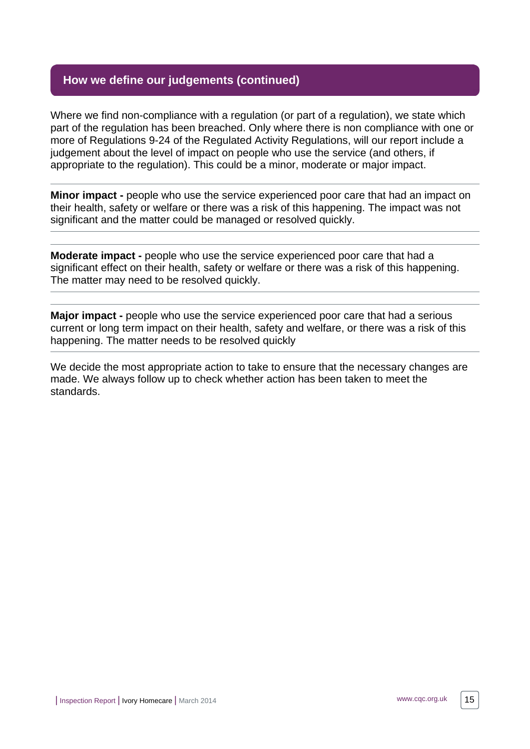## How we define our judgements (continued)

Where we find non-compliance with a regulation (or part of a regulation), we state which part of the regulation has been breached. Only where there is non compliance with one or more of Regulations 9-24 of the Regulated Activity Regulations, will our report include a judgement about the level of impact on people who use the service (and others, if appropriate to the regulation). This could be a minor, moderate or major impact.

**Minor impact -** people who use the service experienced poor care that had an impact on their health, safety or welfare or there was a risk of this happening. The impact was not significant and the matter could be managed or resolved quickly.

**Moderate impact -** people who use the service experienced poor care that had a significant effect on their health, safety or welfare or there was a risk of this happening. The matter may need to be resolved quickly.

**Major impact -** people who use the service experienced poor care that had a serious current or long term impact on their health, safety and welfare, or there was a risk of this happening. The matter needs to be resolved quickly

We decide the most appropriate action to take to ensure that the necessary changes are made. We always follow up to check whether action has been taken to meet the standards.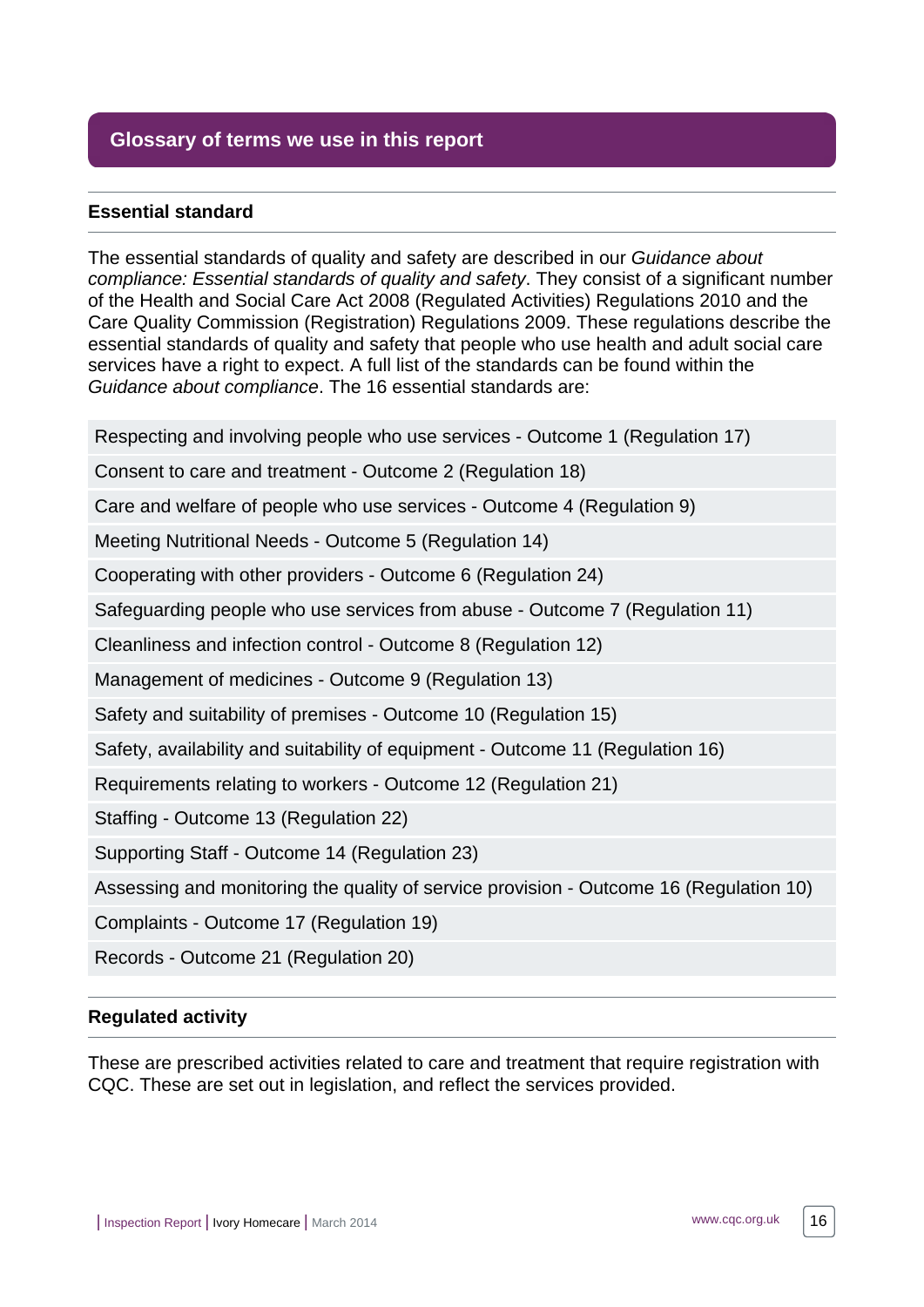## Glossary of terms we use in this report

### Essential standard

The essential standards of quality and safety are described in our *Guidance about compliance: Essential standards of quality and safety*. They consist of a significant number of the Health and Social Care Act 2008 (Regulated Activities) Regulations 2010 and the Care Quality Commission (Registration) Regulations 2009. These regulations describe the essential standards of quality and safety that people who use health and adult social care services have a right to expect. A full list of the standards can be found within the *Guidance about compliance*. The 16 essential standards are:

- Respecting and involving people who use services - Outcome 1 (Regulation 17)
- Consent to care and treatment - Outcome 2 (Regulation 18)
- Care and welfare of people who use services - Outcome 4 (Regulation 9)
- Meeting Nutritional Needs - Outcome 5 (Regulation 14)
- Cooperating with other providers - Outcome 6 (Regulation 24)
- Safeguarding people who use services from abuse - Outcome 7 (Regulation 11)
- Cleanliness and infection control - Outcome 8 (Regulation 12)
- Management of medicines - Outcome 9 (Regulation 13)
- Safety and suitability of premises - Outcome 10 (Regulation 15)
- Safety, availability and suitability of equipment - Outcome 11 (Regulation 16)
- Requirements relating to workers - Outcome 12 (Regulation 21)
- Staffing - Outcome 13 (Regulation 22)
- Supporting Staff - Outcome 14 (Regulation 23)
- Assessing and monitoring the quality of service provision - Outcome 16 (Regulation 10)
- Complaints - Outcome 17 (Regulation 19)
- Records - Outcome 21 (Regulation 20)

### Regulated activity

These are prescribed activities related to care and treatment that require registration with CQC. These are set out in legislation, and reflect the services provided.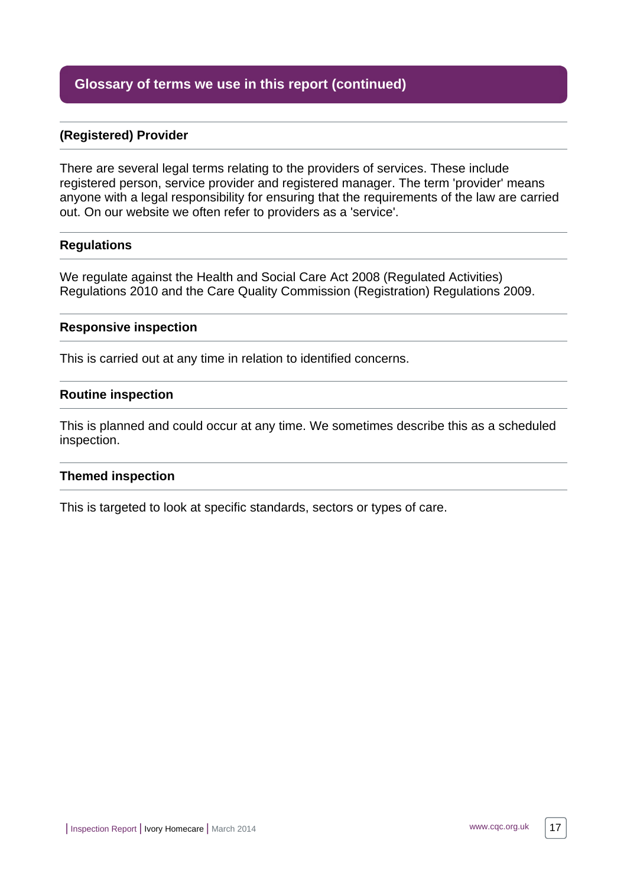## Glossary of terms we use in this report (continued)

### (Registered) Provider

There are several legal terms relating to the providers of services. These include registered person, service provider and registered manager. The term 'provider' means anyone with a legal responsibility for ensuring that the requirements of the law are carried out. On our website we often refer to providers as a 'service'.

### Regulations

We regulate against the Health and Social Care Act 2008 (Regulated Activities) Regulations 2010 and the Care Quality Commission (Registration) Regulations 2009.

### Responsive inspection

This is carried out at any time in relation to identified concerns.

### Routine inspection

This is planned and could occur at any time. We sometimes describe this as a scheduled inspection.

### Themed inspection

This is targeted to look at specific standards, sectors or types of care.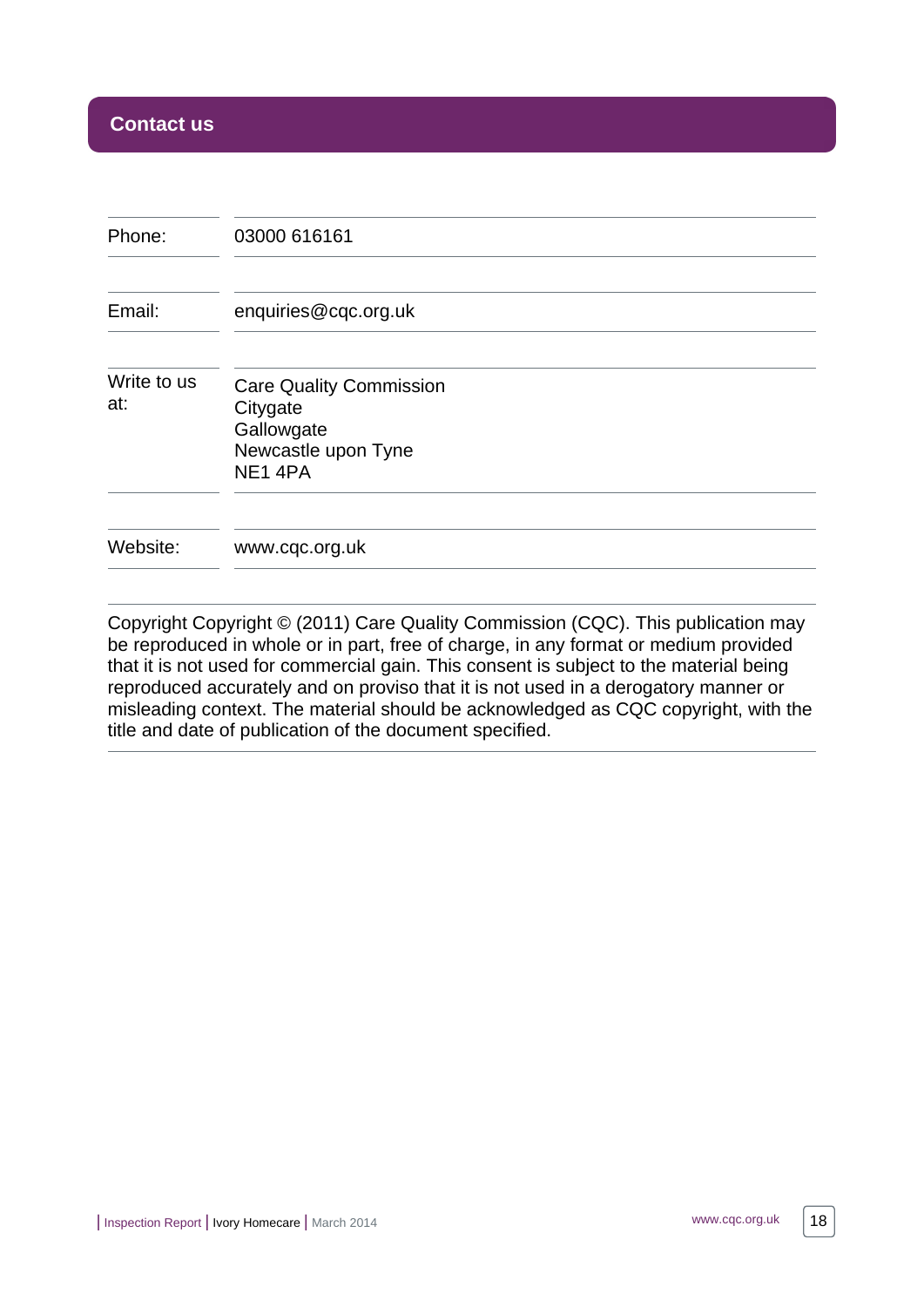## Contact us

| | |
|---|---|
| Phone: | 03000 616161 |
| Email: | enquiries@cqc.org.uk |
| Write to us at: | Care Quality Commission<br>Citygate<br>Gallowgate<br>Newcastle upon Tyne<br>NE1 4PA |
| Website: | www.cqc.org.uk |

Copyright Copyright © (2011) Care Quality Commission (CQC). This publication may be reproduced in whole or in part, free of charge, in any format or medium provided that it is not used for commercial gain. This consent is subject to the material being reproduced accurately and on proviso that it is not used in a derogatory manner or misleading context. The material should be acknowledged as CQC copyright, with the title and date of publication of the document specified.